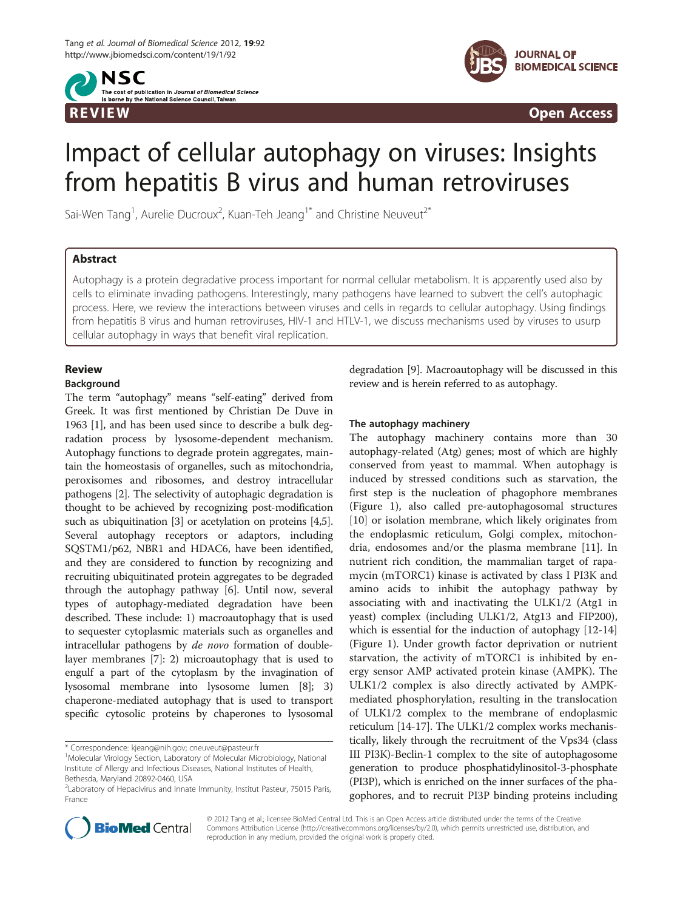REVIEW Open Access

# Impact of cellular autophagy on viruses: Insights from hepatitis B virus and human retroviruses

Sai-Wen Tang[1], Aurelie Ducroux[2], Kuan-Teh Jeang[1*] and Christine Neuveut[2*]

## Abstract

Autophagy is a protein degradative process important for normal cellular metabolism. It is apparently used also by cells to eliminate invading pathogens. Interestingly, many pathogens have learned to subvert the cell's autophagic process. Here, we review the interactions between viruses and cells in regards to cellular autophagy. Using findings from hepatitis B virus and human retroviruses, HIV-1 and HTLV-1, we discuss mechanisms used by viruses to usurp cellular autophagy in ways that benefit viral replication.

## Review

### Background

The term "autophagy" means "self-eating" derived from Greek. It was first mentioned by Christian De Duve in 1963 [1], and has been used since to describe a bulk degradation process by lysosome-dependent mechanism. Autophagy functions to degrade protein aggregates, maintain the homeostasis of organelles, such as mitochondria, peroxisomes and ribosomes, and destroy intracellular pathogens [2]. The selectivity of autophagic degradation is thought to be achieved by recognizing post-modification such as ubiquitination [3] or acetylation on proteins [4,5]. Several autophagy receptors or adaptors, including SQSTM1/p62, NBR1 and HDAC6, have been identified, and they are considered to function by recognizing and recruiting ubiquitinated protein aggregates to be degraded through the autophagy pathway [6]. Until now, several types of autophagy-mediated degradation have been described. These include: 1) macroautophagy that is used to sequester cytoplasmic materials such as organelles and intracellular pathogens by *de novo* formation of double-layer membranes [7]: 2) microautophagy that is used to engulf a part of the cytoplasm by the invagination of lysosomal membrane into lysosome lumen [8]; 3) chaperone-mediated autophagy that is used to transport specific cytosolic proteins by chaperones to lysosomal degradation [9]. Macroautophagy will be discussed in this review and is herein referred to as autophagy.

### The autophagy machinery

The autophagy machinery contains more than 30 autophagy-related (Atg) genes; most of which are highly conserved from yeast to mammal. When autophagy is induced by stressed conditions such as starvation, the first step is the nucleation of phagophore membranes (Figure 1), also called pre-autophagosomal structures [10] or isolation membrane, which likely originates from the endoplasmic reticulum, Golgi complex, mitochondria, endosomes and/or the plasma membrane [11]. In nutrient rich condition, the mammalian target of rapamycin (mTORC1) kinase is activated by class I PI3K and amino acids to inhibit the autophagy pathway by associating with and inactivating the ULK1/2 (Atg1 in yeast) complex (including ULK1/2, Atg13 and FIP200), which is essential for the induction of autophagy [12-14] (Figure 1). Under growth factor deprivation or nutrient starvation, the activity of mTORC1 is inhibited by energy sensor AMP activated protein kinase (AMPK). The ULK1/2 complex is also directly activated by AMPK-mediated phosphorylation, resulting in the translocation of ULK1/2 complex to the membrane of endoplasmic reticulum [14-17]. The ULK1/2 complex works mechanistically, likely through the recruitment of the Vps34 (class III PI3K)-Beclin-1 complex to the site of autophagosome generation to produce phosphatidylinositol-3-phosphate (PI3P), which is enriched on the inner surfaces of the phagophores, and to recruit PI3P binding proteins including

\* Correspondence: kjeang@nih.gov; cneuveut@pasteur.fr
[1]Molecular Virology Section, Laboratory of Molecular Microbiology, National Institute of Allergy and Infectious Diseases, National Institutes of Health, Bethesda, Maryland 20892-0460, USA
[2]Laboratory of Hepacivirus and Innate Immunity, Institut Pasteur, 75015 Paris, France

© 2012 Tang et al.; licensee BioMed Central Ltd. This is an Open Access article distributed under the terms of the Creative Commons Attribution License (http://creativecommons.org/licenses/by/2.0), which permits unrestricted use, distribution, and reproduction in any medium, provided the original work is properly cited.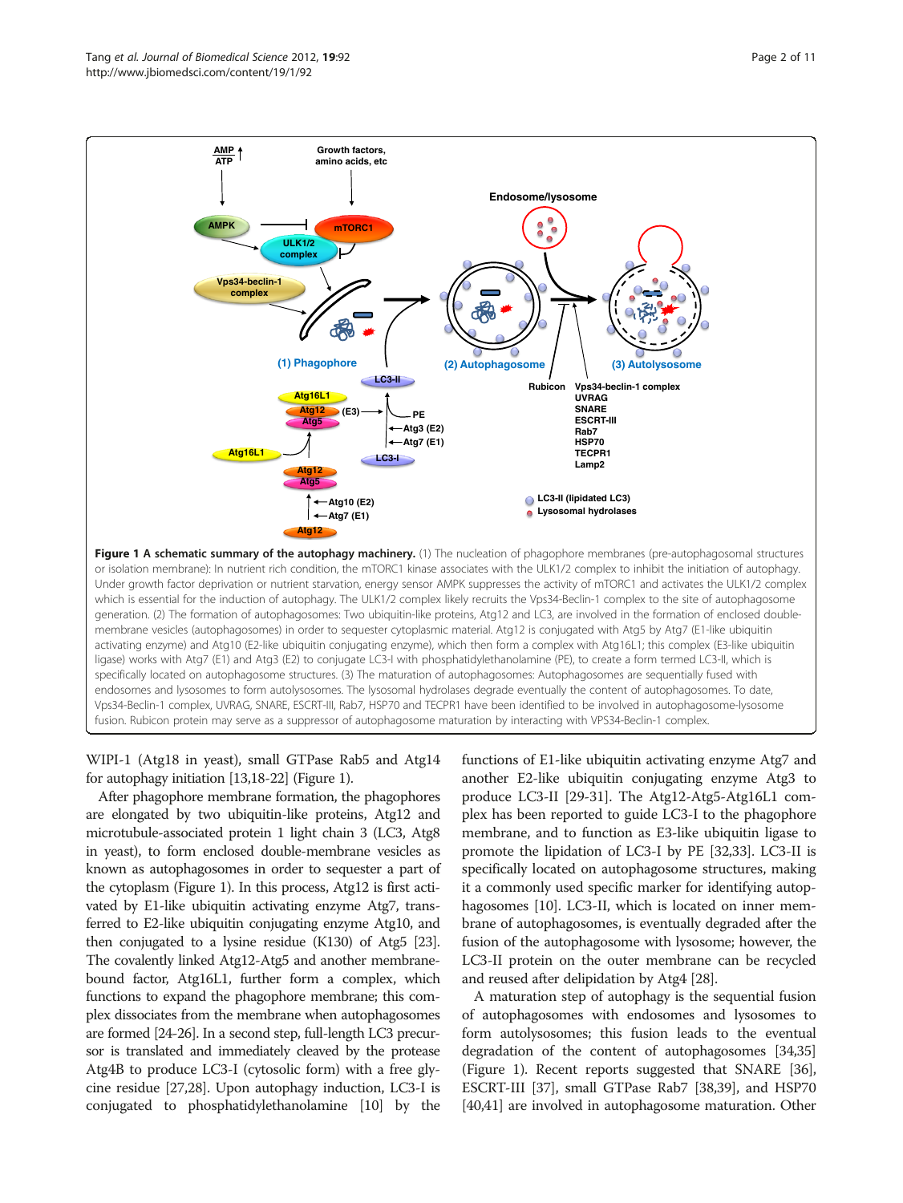**Figure 1 A schematic summary of the autophagy machinery.** (1) The nucleation of phagophore membranes (pre-autophagosomal structures or isolation membrane): In nutrient rich condition, the mTORC1 kinase associates with the ULK1/2 complex to inhibit the initiation of autophagy. Under growth factor deprivation or nutrient starvation, energy sensor AMPK suppresses the activity of mTORC1 and activates the ULK1/2 complex which is essential for the induction of autophagy. The ULK1/2 complex likely recruits the Vps34-Beclin-1 complex to the site of autophagosome generation. (2) The formation of autophagosomes: Two ubiquitin-like proteins, Atg12 and LC3, are involved in the formation of enclosed double-membrane vesicles (autophagosomes) in order to sequester cytoplasmic material. Atg12 is conjugated with Atg5 by Atg7 (E1-like ubiquitin activating enzyme) and Atg10 (E2-like ubiquitin conjugating enzyme), which then form a complex with Atg16L1; this complex (E3-like ubiquitin ligase) works with Atg7 (E1) and Atg3 (E2) to conjugate LC3-I with phosphatidylethanolamine (PE), to create a form termed LC3-II, which is specifically located on autophagosome structures. (3) The maturation of autophagosomes: Autophagosomes are sequentially fused with endosomes and lysosomes to form autolysosomes. The lysosomal hydrolases degrade eventually the content of autophagosomes. To date, Vps34-Beclin-1 complex, UVRAG, SNARE, ESCRT-III, Rab7, HSP70 and TECPR1 have been identified to be involved in autophagosome-lysosome fusion. Rubicon protein may serve as a suppressor of autophagosome maturation by interacting with VPS34-Beclin-1 complex.

WIPI-1 (Atg18 in yeast), small GTPase Rab5 and Atg14 for autophagy initiation [13,18-22] (Figure 1).

After phagophore membrane formation, the phagophores are elongated by two ubiquitin-like proteins, Atg12 and microtubule-associated protein 1 light chain 3 (LC3, Atg8 in yeast), to form enclosed double-membrane vesicles as known as autophagosomes in order to sequester a part of the cytoplasm (Figure 1). In this process, Atg12 is first activated by E1-like ubiquitin activating enzyme Atg7, transferred to E2-like ubiquitin conjugating enzyme Atg10, and then conjugated to a lysine residue (K130) of Atg5 [23]. The covalently linked Atg12-Atg5 and another membrane-bound factor, Atg16L1, further form a complex, which functions to expand the phagophore membrane; this complex dissociates from the membrane when autophagosomes are formed [24-26]. In a second step, full-length LC3 precursor is translated and immediately cleaved by the protease Atg4B to produce LC3-I (cytosolic form) with a free glycine residue [27,28]. Upon autophagy induction, LC3-I is conjugated to phosphatidylethanolamine [10] by the functions of E1-like ubiquitin activating enzyme Atg7 and another E2-like ubiquitin conjugating enzyme Atg3 to produce LC3-II [29-31]. The Atg12-Atg5-Atg16L1 complex has been reported to guide LC3-I to the phagophore membrane, and to function as E3-like ubiquitin ligase to promote the lipidation of LC3-I by PE [32,33]. LC3-II is specifically located on autophagosome structures, making it a commonly used specific marker for identifying autophagosomes [10]. LC3-II, which is located on inner membrane of autophagosomes, is eventually degraded after the fusion of the autophagosome with lysosome; however, the LC3-II protein on the outer membrane can be recycled and reused after delipidation by Atg4 [28].

A maturation step of autophagy is the sequential fusion of autophagosomes with endosomes and lysosomes to form autolysosomes; this fusion leads to the eventual degradation of the content of autophagosomes [34,35] (Figure 1). Recent reports suggested that SNARE [36], ESCRT-III [37], small GTPase Rab7 [38,39], and HSP70 [40,41] are involved in autophagosome maturation. Other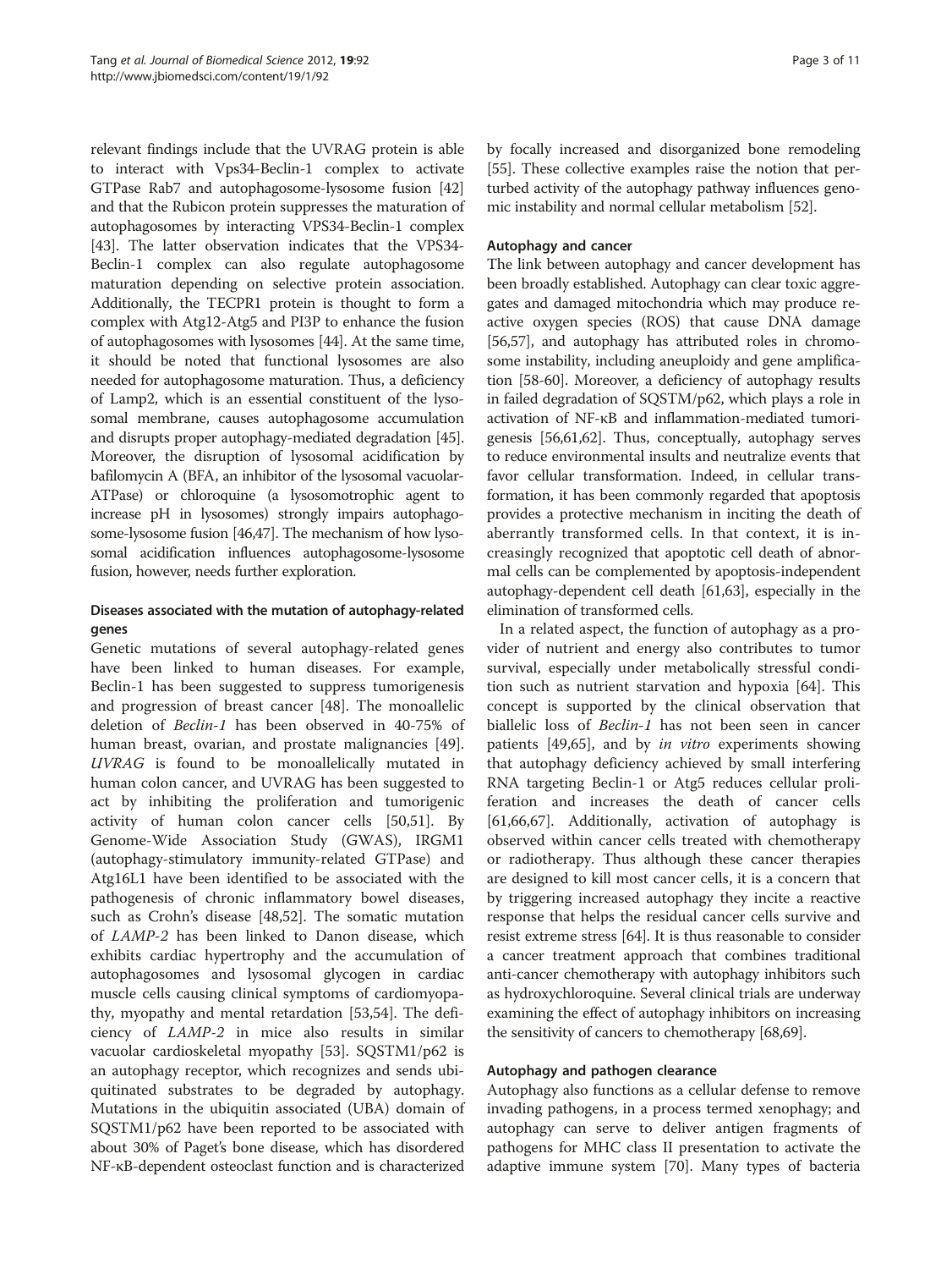relevant findings include that the UVRAG protein is able to interact with Vps34-Beclin-1 complex to activate GTPase Rab7 and autophagosome-lysosome fusion [42] and that the Rubicon protein suppresses the maturation of autophagosomes by interacting VPS34-Beclin-1 complex [43]. The latter observation indicates that the VPS34-Beclin-1 complex can also regulate autophagosome maturation depending on selective protein association. Additionally, the TECPR1 protein is thought to form a complex with Atg12-Atg5 and PI3P to enhance the fusion of autophagosomes with lysosomes [44]. At the same time, it should be noted that functional lysosomes are also needed for autophagosome maturation. Thus, a deficiency of Lamp2, which is an essential constituent of the lysosomal membrane, causes autophagosome accumulation and disrupts proper autophagy-mediated degradation [45]. Moreover, the disruption of lysosomal acidification by bafilomycin A (BFA, an inhibitor of the lysosomal vacuolar-ATPase) or chloroquine (a lysosomotrophic agent to increase pH in lysosomes) strongly impairs autophagosome-lysosome fusion [46,47]. The mechanism of how lysosomal acidification influences autophagosome-lysosome fusion, however, needs further exploration.

### Diseases associated with the mutation of autophagy-related genes

Genetic mutations of several autophagy-related genes have been linked to human diseases. For example, Beclin-1 has been suggested to suppress tumorigenesis and progression of breast cancer [48]. The monoallelic deletion of *Beclin-1* has been observed in 40-75% of human breast, ovarian, and prostate malignancies [49]. *UVRAG* is found to be monoallelically mutated in human colon cancer, and UVRAG has been suggested to act by inhibiting the proliferation and tumorigenic activity of human colon cancer cells [50,51]. By Genome-Wide Association Study (GWAS), IRGM1 (autophagy-stimulatory immunity-related GTPase) and Atg16L1 have been identified to be associated with the pathogenesis of chronic inflammatory bowel diseases, such as Crohn's disease [48,52]. The somatic mutation of *LAMP-2* has been linked to Danon disease, which exhibits cardiac hypertrophy and the accumulation of autophagosomes and lysosomal glycogen in cardiac muscle cells causing clinical symptoms of cardiomyopathy, myopathy and mental retardation [53,54]. The deficiency of *LAMP-2* in mice also results in similar vacuolar cardioskeletal myopathy [53]. SQSTM1/p62 is an autophagy receptor, which recognizes and sends ubiquitinated substrates to be degraded by autophagy. Mutations in the ubiquitin associated (UBA) domain of SQSTM1/p62 have been reported to be associated with about 30% of Paget's bone disease, which has disordered NF-κB-dependent osteoclast function and is characterized by focally increased and disorganized bone remodeling [55]. These collective examples raise the notion that perturbed activity of the autophagy pathway influences genomic instability and normal cellular metabolism [52].

### Autophagy and cancer

The link between autophagy and cancer development has been broadly established. Autophagy can clear toxic aggregates and damaged mitochondria which may produce reactive oxygen species (ROS) that cause DNA damage [56,57], and autophagy has attributed roles in chromosome instability, including aneuploidy and gene amplification [58-60]. Moreover, a deficiency of autophagy results in failed degradation of SQSTM/p62, which plays a role in activation of NF-κB and inflammation-mediated tumorigenesis [56,61,62]. Thus, conceptually, autophagy serves to reduce environmental insults and neutralize events that favor cellular transformation. Indeed, in cellular transformation, it has been commonly regarded that apoptosis provides a protective mechanism in inciting the death of aberrantly transformed cells. In that context, it is increasingly recognized that apoptotic cell death of abnormal cells can be complemented by apoptosis-independent autophagy-dependent cell death [61,63], especially in the elimination of transformed cells.

In a related aspect, the function of autophagy as a provider of nutrient and energy also contributes to tumor survival, especially under metabolically stressful condition such as nutrient starvation and hypoxia [64]. This concept is supported by the clinical observation that biallelic loss of *Beclin-1* has not been seen in cancer patients [49,65], and by *in vitro* experiments showing that autophagy deficiency achieved by small interfering RNA targeting Beclin-1 or Atg5 reduces cellular proliferation and increases the death of cancer cells [61,66,67]. Additionally, activation of autophagy is observed within cancer cells treated with chemotherapy or radiotherapy. Thus although these cancer therapies are designed to kill most cancer cells, it is a concern that by triggering increased autophagy they incite a reactive response that helps the residual cancer cells survive and resist extreme stress [64]. It is thus reasonable to consider a cancer treatment approach that combines traditional anti-cancer chemotherapy with autophagy inhibitors such as hydroxychloroquine. Several clinical trials are underway examining the effect of autophagy inhibitors on increasing the sensitivity of cancers to chemotherapy [68,69].

### Autophagy and pathogen clearance

Autophagy also functions as a cellular defense to remove invading pathogens, in a process termed xenophagy; and autophagy can serve to deliver antigen fragments of pathogens for MHC class II presentation to activate the adaptive immune system [70]. Many types of bacteria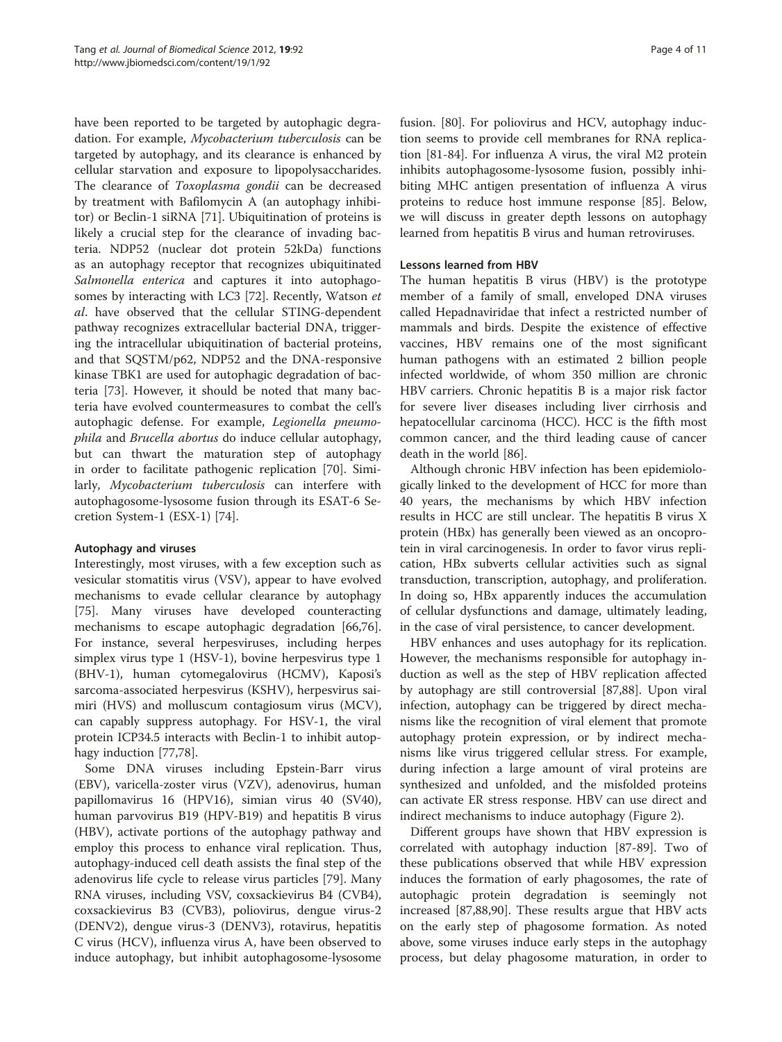have been reported to be targeted by autophagic degradation. For example, *Mycobacterium tuberculosis* can be targeted by autophagy, and its clearance is enhanced by cellular starvation and exposure to lipopolysaccharides. The clearance of *Toxoplasma gondii* can be decreased by treatment with Bafilomycin A (an autophagy inhibitor) or Beclin-1 siRNA [71]. Ubiquitination of proteins is likely a crucial step for the clearance of invading bacteria. NDP52 (nuclear dot protein 52kDa) functions as an autophagy receptor that recognizes ubiquitinated *Salmonella enterica* and captures it into autophagosomes by interacting with LC3 [72]. Recently, Watson *et al*. have observed that the cellular STING-dependent pathway recognizes extracellular bacterial DNA, triggering the intracellular ubiquitination of bacterial proteins, and that SQSTM/p62, NDP52 and the DNA-responsive kinase TBK1 are used for autophagic degradation of bacteria [73]. However, it should be noted that many bacteria have evolved countermeasures to combat the cell's autophagic defense. For example, *Legionella pneumophila* and *Brucella abortus* do induce cellular autophagy, but can thwart the maturation step of autophagy in order to facilitate pathogenic replication [70]. Similarly, *Mycobacterium tuberculosis* can interfere with autophagosome-lysosome fusion through its ESAT-6 Secretion System-1 (ESX-1) [74].

### Autophagy and viruses

Interestingly, most viruses, with a few exception such as vesicular stomatitis virus (VSV), appear to have evolved mechanisms to evade cellular clearance by autophagy [75]. Many viruses have developed counteracting mechanisms to escape autophagic degradation [66,76]. For instance, several herpesviruses, including herpes simplex virus type 1 (HSV-1), bovine herpesvirus type 1 (BHV-1), human cytomegalovirus (HCMV), Kaposi's sarcoma-associated herpesvirus (KSHV), herpesvirus saimiri (HVS) and molluscum contagiosum virus (MCV), can capably suppress autophagy. For HSV-1, the viral protein ICP34.5 interacts with Beclin-1 to inhibit autophagy induction [77,78].

Some DNA viruses including Epstein-Barr virus (EBV), varicella-zoster virus (VZV), adenovirus, human papillomavirus 16 (HPV16), simian virus 40 (SV40), human parvovirus B19 (HPV-B19) and hepatitis B virus (HBV), activate portions of the autophagy pathway and employ this process to enhance viral replication. Thus, autophagy-induced cell death assists the final step of the adenovirus life cycle to release virus particles [79]. Many RNA viruses, including VSV, coxsackievirus B4 (CVB4), coxsackievirus B3 (CVB3), poliovirus, dengue virus-2 (DENV2), dengue virus-3 (DENV3), rotavirus, hepatitis C virus (HCV), influenza virus A, have been observed to induce autophagy, but inhibit autophagosome-lysosome fusion. [80]. For poliovirus and HCV, autophagy induction seems to provide cell membranes for RNA replication [81-84]. For influenza A virus, the viral M2 protein inhibits autophagosome-lysosome fusion, possibly inhibiting MHC antigen presentation of influenza A virus proteins to reduce host immune response [85]. Below, we will discuss in greater depth lessons on autophagy learned from hepatitis B virus and human retroviruses.

### Lessons learned from HBV

The human hepatitis B virus (HBV) is the prototype member of a family of small, enveloped DNA viruses called Hepadnaviridae that infect a restricted number of mammals and birds. Despite the existence of effective vaccines, HBV remains one of the most significant human pathogens with an estimated 2 billion people infected worldwide, of whom 350 million are chronic HBV carriers. Chronic hepatitis B is a major risk factor for severe liver diseases including liver cirrhosis and hepatocellular carcinoma (HCC). HCC is the fifth most common cancer, and the third leading cause of cancer death in the world [86].

Although chronic HBV infection has been epidemiologically linked to the development of HCC for more than 40 years, the mechanisms by which HBV infection results in HCC are still unclear. The hepatitis B virus X protein (HBx) has generally been viewed as an oncoprotein in viral carcinogenesis. In order to favor virus replication, HBx subverts cellular activities such as signal transduction, transcription, autophagy, and proliferation. In doing so, HBx apparently induces the accumulation of cellular dysfunctions and damage, ultimately leading, in the case of viral persistence, to cancer development.

HBV enhances and uses autophagy for its replication. However, the mechanisms responsible for autophagy induction as well as the step of HBV replication affected by autophagy are still controversial [87,88]. Upon viral infection, autophagy can be triggered by direct mechanisms like the recognition of viral element that promote autophagy protein expression, or by indirect mechanisms like virus triggered cellular stress. For example, during infection a large amount of viral proteins are synthesized and unfolded, and the misfolded proteins can activate ER stress response. HBV can use direct and indirect mechanisms to induce autophagy (Figure 2).

Different groups have shown that HBV expression is correlated with autophagy induction [87-89]. Two of these publications observed that while HBV expression induces the formation of early phagosomes, the rate of autophagic protein degradation is seemingly not increased [87,88,90]. These results argue that HBV acts on the early step of phagosome formation. As noted above, some viruses induce early steps in the autophagy process, but delay phagosome maturation, in order to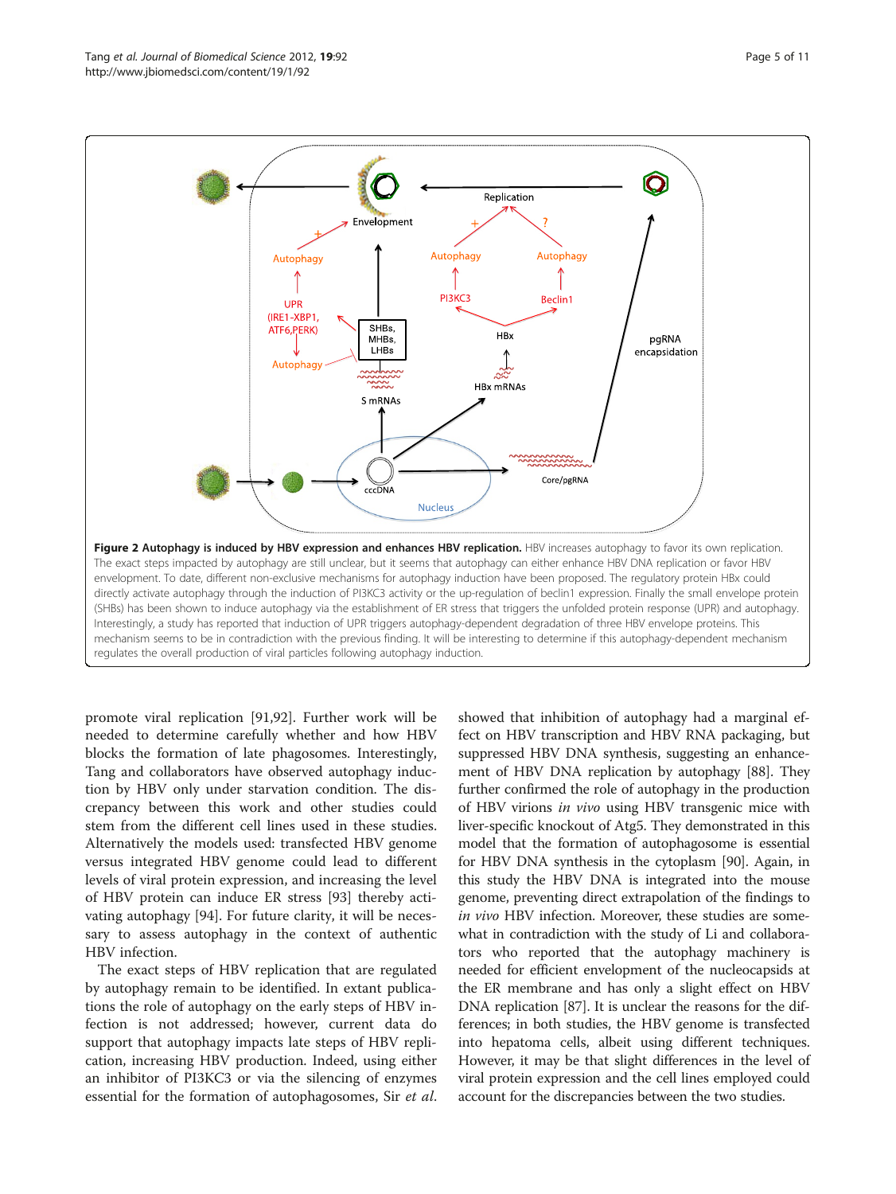**Figure 2 Autophagy is induced by HBV expression and enhances HBV replication.** HBV increases autophagy to favor its own replication. The exact steps impacted by autophagy are still unclear, but it seems that autophagy can either enhance HBV DNA replication or favor HBV envelopment. To date, different non-exclusive mechanisms for autophagy induction have been proposed. The regulatory protein HBx could directly activate autophagy through the induction of PI3KC3 activity or the up-regulation of beclin1 expression. Finally the small envelope protein (SHBs) has been shown to induce autophagy via the establishment of ER stress that triggers the unfolded protein response (UPR) and autophagy. Interestingly, a study has reported that induction of UPR triggers autophagy-dependent degradation of three HBV envelope proteins. This mechanism seems to be in contradiction with the previous finding. It will be interesting to determine if this autophagy-dependent mechanism regulates the overall production of viral particles following autophagy induction.

promote viral replication [91,92]. Further work will be needed to determine carefully whether and how HBV blocks the formation of late phagosomes. Interestingly, Tang and collaborators have observed autophagy induction by HBV only under starvation condition. The discrepancy between this work and other studies could stem from the different cell lines used in these studies. Alternatively the models used: transfected HBV genome versus integrated HBV genome could lead to different levels of viral protein expression, and increasing the level of HBV protein can induce ER stress [93] thereby activating autophagy [94]. For future clarity, it will be necessary to assess autophagy in the context of authentic HBV infection.

The exact steps of HBV replication that are regulated by autophagy remain to be identified. In extant publications the role of autophagy on the early steps of HBV infection is not addressed; however, current data do support that autophagy impacts late steps of HBV replication, increasing HBV production. Indeed, using either an inhibitor of PI3KC3 or via the silencing of enzymes essential for the formation of autophagosomes, Sir *et al.* showed that inhibition of autophagy had a marginal effect on HBV transcription and HBV RNA packaging, but suppressed HBV DNA synthesis, suggesting an enhancement of HBV DNA replication by autophagy [88]. They further confirmed the role of autophagy in the production of HBV virions *in vivo* using HBV transgenic mice with liver-specific knockout of Atg5. They demonstrated in this model that the formation of autophagosome is essential for HBV DNA synthesis in the cytoplasm [90]. Again, in this study the HBV DNA is integrated into the mouse genome, preventing direct extrapolation of the findings to *in vivo* HBV infection. Moreover, these studies are somewhat in contradiction with the study of Li and collaborators who reported that the autophagy machinery is needed for efficient envelopment of the nucleocapsids at the ER membrane and has only a slight effect on HBV DNA replication [87]. It is unclear the reasons for the differences; in both studies, the HBV genome is transfected into hepatoma cells, albeit using different techniques. However, it may be that slight differences in the level of viral protein expression and the cell lines employed could account for the discrepancies between the two studies.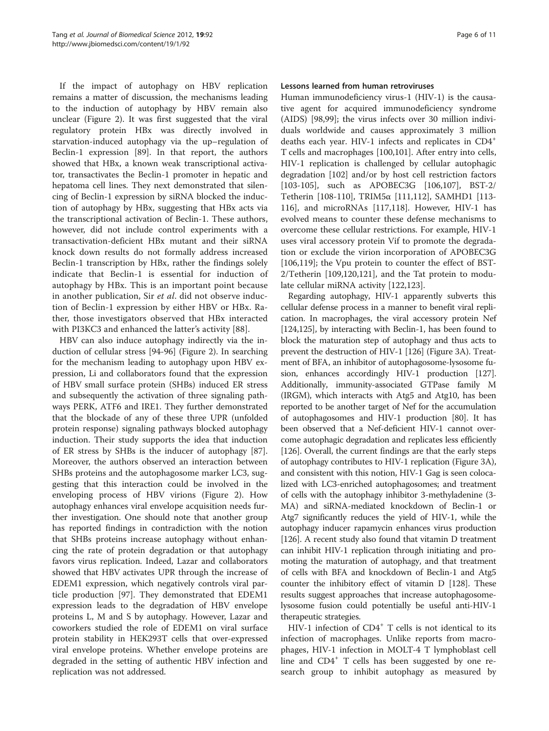If the impact of autophagy on HBV replication remains a matter of discussion, the mechanisms leading to the induction of autophagy by HBV remain also unclear (Figure 2). It was first suggested that the viral regulatory protein HBx was directly involved in starvation-induced autophagy via the up–regulation of Beclin-1 expression [89]. In that report, the authors showed that HBx, a known weak transcriptional activator, transactivates the Beclin-1 promoter in hepatic and hepatoma cell lines. They next demonstrated that silencing of Beclin-1 expression by siRNA blocked the induction of autophagy by HBx, suggesting that HBx acts via the transcriptional activation of Beclin-1. These authors, however, did not include control experiments with a transactivation-deficient HBx mutant and their siRNA knock down results do not formally address increased Beclin-1 transcription by HBx, rather the findings solely indicate that Beclin-1 is essential for induction of autophagy by HBx. This is an important point because in another publication, Sir *et al*. did not observe induction of Beclin-1 expression by either HBV or HBx. Rather, those investigators observed that HBx interacted with PI3KC3 and enhanced the latter's activity [88].

HBV can also induce autophagy indirectly via the induction of cellular stress [94-96] (Figure 2). In searching for the mechanism leading to autophagy upon HBV expression, Li and collaborators found that the expression of HBV small surface protein (SHBs) induced ER stress and subsequently the activation of three signaling pathways PERK, ATF6 and IRE1. They further demonstrated that the blockade of any of these three UPR (unfolded protein response) signaling pathways blocked autophagy induction. Their study supports the idea that induction of ER stress by SHBs is the inducer of autophagy [87]. Moreover, the authors observed an interaction between SHBs proteins and the autophagosome marker LC3, suggesting that this interaction could be involved in the enveloping process of HBV virions (Figure 2). How autophagy enhances viral envelope acquisition needs further investigation. One should note that another group has reported findings in contradiction with the notion that SHBs proteins increase autophagy without enhancing the rate of protein degradation or that autophagy favors virus replication. Indeed, Lazar and collaborators showed that HBV activates UPR through the increase of EDEM1 expression, which negatively controls viral particle production [97]. They demonstrated that EDEM1 expression leads to the degradation of HBV envelope proteins L, M and S by autophagy. However, Lazar and coworkers studied the role of EDEM1 on viral surface protein stability in HEK293T cells that over-expressed viral envelope proteins. Whether envelope proteins are degraded in the setting of authentic HBV infection and replication was not addressed.

### Lessons learned from human retroviruses

Human immunodeficiency virus-1 (HIV-1) is the causative agent for acquired immunodeficiency syndrome (AIDS) [98,99]; the virus infects over 30 million individuals worldwide and causes approximately 3 million deaths each year. HIV-1 infects and replicates in CD4$^+$ T cells and macrophages [100,101]. After entry into cells, HIV-1 replication is challenged by cellular autophagic degradation [102] and/or by host cell restriction factors [103-105], such as APOBEC3G [106,107], BST-2/Tetherin [108-110], TRIM5α [111,112], SAMHD1 [113-116], and microRNAs [117,118]. However, HIV-1 has evolved means to counter these defense mechanisms to overcome these cellular restrictions. For example, HIV-1 uses viral accessory protein Vif to promote the degradation or exclude the virion incorporation of APOBEC3G [106,119]; the Vpu protein to counter the effect of BST-2/Tetherin [109,120,121], and the Tat protein to modulate cellular miRNA activity [122,123].

Regarding autophagy, HIV-1 apparently subverts this cellular defense process in a manner to benefit viral replication. In macrophages, the viral accessory protein Nef [124,125], by interacting with Beclin-1, has been found to block the maturation step of autophagy and thus acts to prevent the destruction of HIV-1 [126] (Figure 3A). Treatment of BFA, an inhibitor of autophagosome-lysosome fusion, enhances accordingly HIV-1 production [127]. Additionally, immunity-associated GTPase family M (IRGM), which interacts with Atg5 and Atg10, has been reported to be another target of Nef for the accumulation of autophagosomes and HIV-1 production [80]. It has been observed that a Nef-deficient HIV-1 cannot overcome autophagic degradation and replicates less efficiently [126]. Overall, the current findings are that the early steps of autophagy contributes to HIV-1 replication (Figure 3A), and consistent with this notion, HIV-1 Gag is seen colocalized with LC3-enriched autophagosomes; and treatment of cells with the autophagy inhibitor 3-methyladenine (3-MA) and siRNA-mediated knockdown of Beclin-1 or Atg7 significantly reduces the yield of HIV-1, while the autophagy inducer rapamycin enhances virus production [126]. A recent study also found that vitamin D treatment can inhibit HIV-1 replication through initiating and promoting the maturation of autophagy, and that treatment of cells with BFA and knockdown of Beclin-1 and Atg5 counter the inhibitory effect of vitamin D [128]. These results suggest approaches that increase autophagosome-lysosome fusion could potentially be useful anti-HIV-1 therapeutic strategies.

HIV-1 infection of CD4$^+$ T cells is not identical to its infection of macrophages. Unlike reports from macrophages, HIV-1 infection in MOLT-4 T lymphoblast cell line and CD4$^+$ T cells has been suggested by one research group to inhibit autophagy as measured by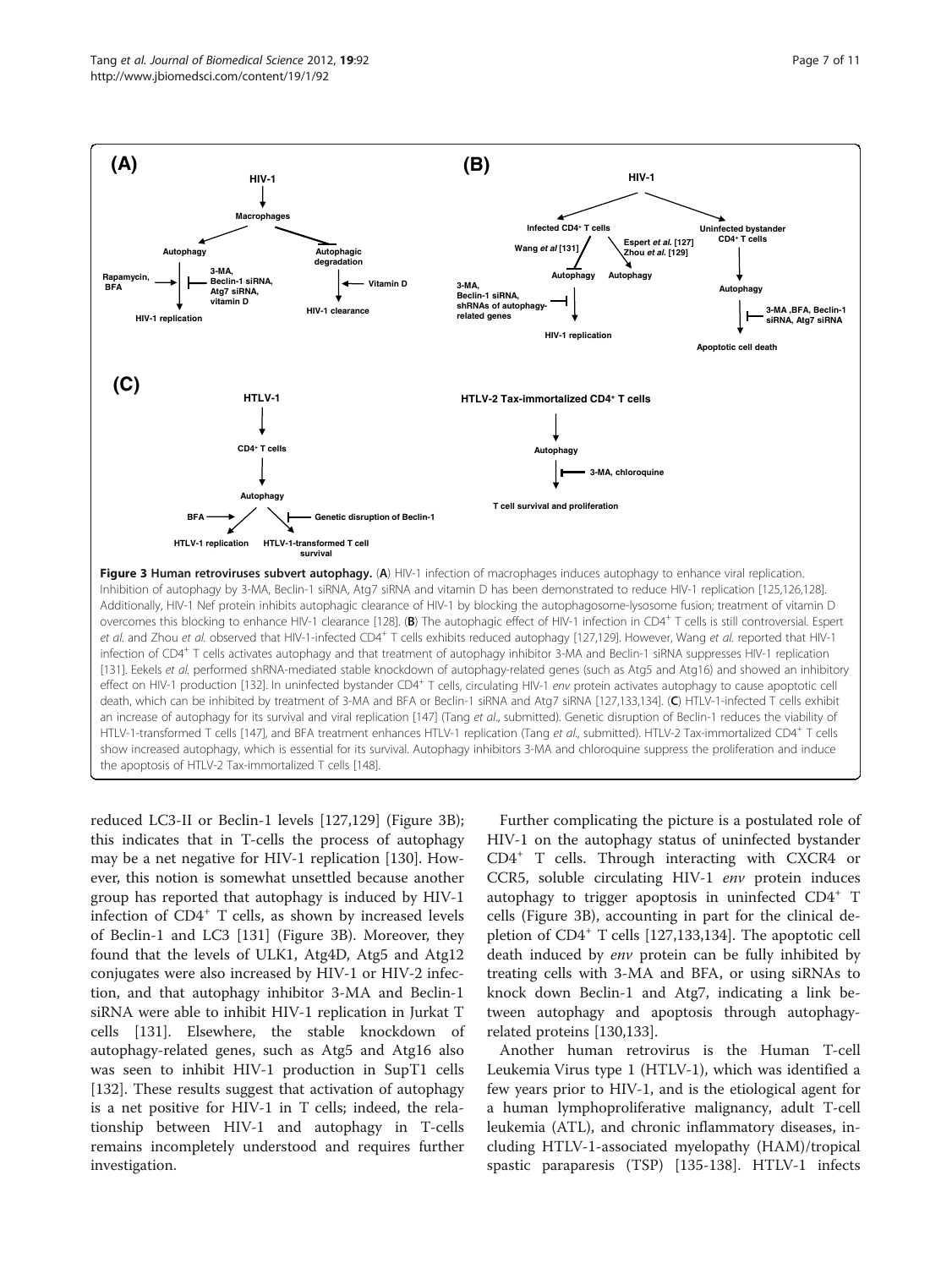**Figure 3 Human retroviruses subvert autophagy.** (**A**) HIV-1 infection of macrophages induces autophagy to enhance viral replication. Inhibition of autophagy by 3-MA, Beclin-1 siRNA, Atg7 siRNA and vitamin D has been demonstrated to reduce HIV-1 replication [125,126,128]. Additionally, HIV-1 Nef protein inhibits autophagic clearance of HIV-1 by blocking the autophagosome-lysosome fusion; treatment of vitamin D overcomes this blocking to enhance HIV-1 clearance [128]. (**B**) The autophagic effect of HIV-1 infection in CD4[+] T cells is still controversial. Espert *et al.* and Zhou *et al.* observed that HIV-1-infected CD4[+] T cells exhibits reduced autophagy [127,129]. However, Wang *et al.* reported that HIV-1 infection of CD4[+] T cells activates autophagy and that treatment of autophagy inhibitor 3-MA and Beclin-1 siRNA suppresses HIV-1 replication [131]. Eekels *et al.* performed shRNA-mediated stable knockdown of autophagy-related genes (such as Atg5 and Atg16) and showed an inhibitory effect on HIV-1 production [132]. In uninfected bystander CD4[+] T cells, circulating HIV-1 *env* protein activates autophagy to cause apoptotic cell death, which can be inhibited by treatment of 3-MA and BFA or Beclin-1 siRNA and Atg7 siRNA [127,133,134]. (**C**) HTLV-1-infected T cells exhibit an increase of autophagy for its survival and viral replication [147] (Tang *et al.*, submitted). Genetic disruption of Beclin-1 reduces the viability of HTLV-1-transformed T cells [147], and BFA treatment enhances HTLV-1 replication (Tang *et al.*, submitted). HTLV-2 Tax-immortalized CD4[+] T cells show increased autophagy, which is essential for its survival. Autophagy inhibitors 3-MA and chloroquine suppress the proliferation and induce the apoptosis of HTLV-2 Tax-immortalized T cells [148].

reduced LC3-II or Beclin-1 levels [127,129] (Figure 3B); this indicates that in T-cells the process of autophagy may be a net negative for HIV-1 replication [130]. However, this notion is somewhat unsettled because another group has reported that autophagy is induced by HIV-1 infection of CD4[+] T cells, as shown by increased levels of Beclin-1 and LC3 [131] (Figure 3B). Moreover, they found that the levels of ULK1, Atg4D, Atg5 and Atg12 conjugates were also increased by HIV-1 or HIV-2 infection, and that autophagy inhibitor 3-MA and Beclin-1 siRNA were able to inhibit HIV-1 replication in Jurkat T cells [131]. Elsewhere, the stable knockdown of autophagy-related genes, such as Atg5 and Atg16 also was seen to inhibit HIV-1 production in SupT1 cells [132]. These results suggest that activation of autophagy is a net positive for HIV-1 in T cells; indeed, the relationship between HIV-1 and autophagy in T-cells remains incompletely understood and requires further investigation.

Further complicating the picture is a postulated role of HIV-1 on the autophagy status of uninfected bystander CD4[+] T cells. Through interacting with CXCR4 or CCR5, soluble circulating HIV-1 *env* protein induces autophagy to trigger apoptosis in uninfected CD4[+] T cells (Figure 3B), accounting in part for the clinical depletion of CD4[+] T cells [127,133,134]. The apoptotic cell death induced by *env* protein can be fully inhibited by treating cells with 3-MA and BFA, or using siRNAs to knock down Beclin-1 and Atg7, indicating a link between autophagy and apoptosis through autophagy-related proteins [130,133].

Another human retrovirus is the Human T-cell Leukemia Virus type 1 (HTLV-1), which was identified a few years prior to HIV-1, and is the etiological agent for a human lymphoproliferative malignancy, adult T-cell leukemia (ATL), and chronic inflammatory diseases, including HTLV-1-associated myelopathy (HAM)/tropical spastic paraparesis (TSP) [135-138]. HTLV-1 infects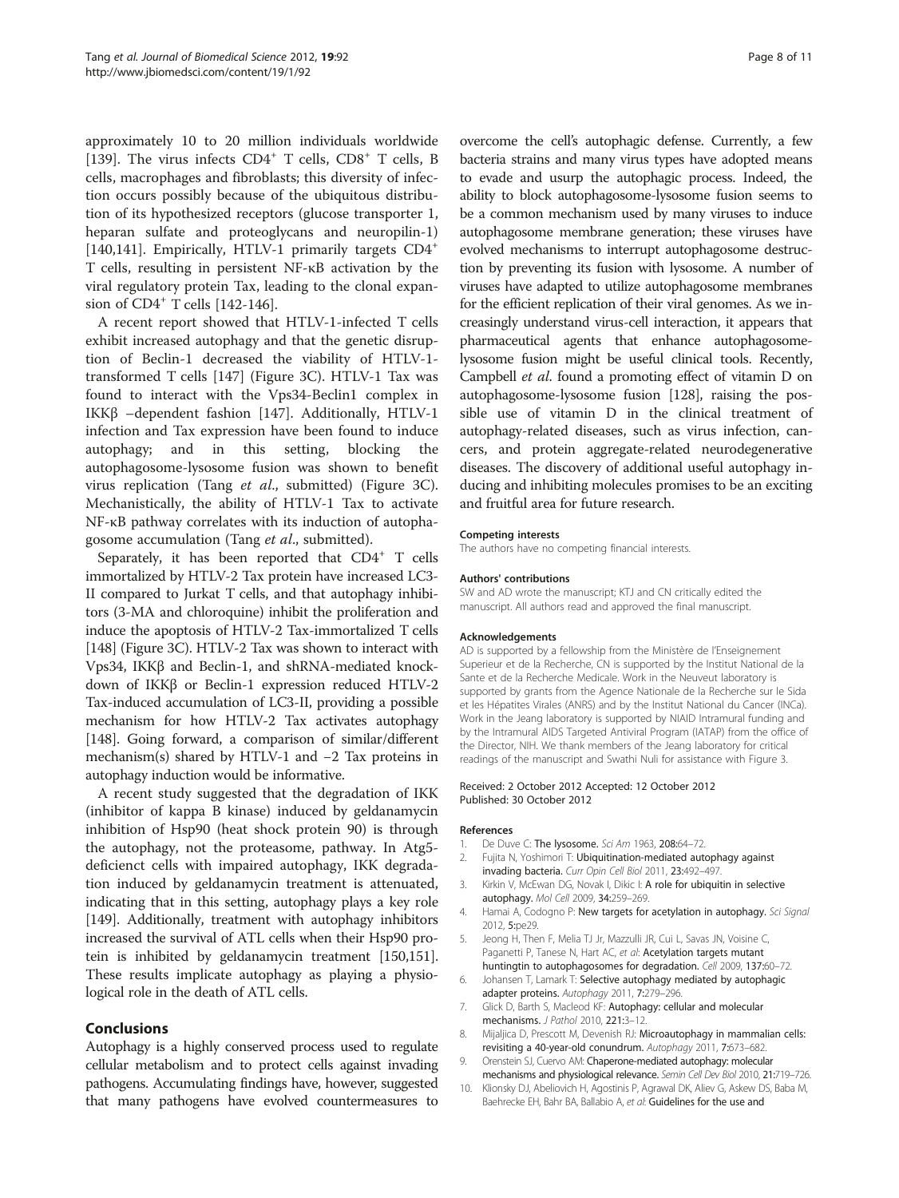approximately 10 to 20 million individuals worldwide [139]. The virus infects CD4+ T cells, CD8+ T cells, B cells, macrophages and fibroblasts; this diversity of infection occurs possibly because of the ubiquitous distribution of its hypothesized receptors (glucose transporter 1, heparan sulfate and proteoglycans and neuropilin-1) [140,141]. Empirically, HTLV-1 primarily targets CD4+ T cells, resulting in persistent NF-κB activation by the viral regulatory protein Tax, leading to the clonal expansion of CD4+ T cells [142-146].

A recent report showed that HTLV-1-infected T cells exhibit increased autophagy and that the genetic disruption of Beclin-1 decreased the viability of HTLV-1-transformed T cells [147] (Figure 3C). HTLV-1 Tax was found to interact with the Vps34-Beclin1 complex in IKKβ –dependent fashion [147]. Additionally, HTLV-1 infection and Tax expression have been found to induce autophagy; and in this setting, blocking the autophagosome-lysosome fusion was shown to benefit virus replication (Tang *et al*., submitted) (Figure 3C). Mechanistically, the ability of HTLV-1 Tax to activate NF-κB pathway correlates with its induction of autophagosome accumulation (Tang *et al*., submitted).

Separately, it has been reported that CD4+ T cells immortalized by HTLV-2 Tax protein have increased LC3-II compared to Jurkat T cells, and that autophagy inhibitors (3-MA and chloroquine) inhibit the proliferation and induce the apoptosis of HTLV-2 Tax-immortalized T cells [148] (Figure 3C). HTLV-2 Tax was shown to interact with Vps34, IKKβ and Beclin-1, and shRNA-mediated knockdown of IKKβ or Beclin-1 expression reduced HTLV-2 Tax-induced accumulation of LC3-II, providing a possible mechanism for how HTLV-2 Tax activates autophagy [148]. Going forward, a comparison of similar/different mechanism(s) shared by HTLV-1 and −2 Tax proteins in autophagy induction would be informative.

A recent study suggested that the degradation of IKK (inhibitor of kappa B kinase) induced by geldanamycin inhibition of Hsp90 (heat shock protein 90) is through the autophagy, not the proteasome, pathway. In Atg5-deficienct cells with impaired autophagy, IKK degradation induced by geldanamycin treatment is attenuated, indicating that in this setting, autophagy plays a key role [149]. Additionally, treatment with autophagy inhibitors increased the survival of ATL cells when their Hsp90 protein is inhibited by geldanamycin treatment [150,151]. These results implicate autophagy as playing a physiological role in the death of ATL cells.

## Conclusions

Autophagy is a highly conserved process used to regulate cellular metabolism and to protect cells against invading pathogens. Accumulating findings have, however, suggested that many pathogens have evolved countermeasures to overcome the cell's autophagic defense. Currently, a few bacteria strains and many virus types have adopted means to evade and usurp the autophagic process. Indeed, the ability to block autophagosome-lysosome fusion seems to be a common mechanism used by many viruses to induce autophagosome membrane generation; these viruses have evolved mechanisms to interrupt autophagosome destruction by preventing its fusion with lysosome. A number of viruses have adapted to utilize autophagosome membranes for the efficient replication of their viral genomes. As we increasingly understand virus-cell interaction, it appears that pharmaceutical agents that enhance autophagosome-lysosome fusion might be useful clinical tools. Recently, Campbell *et al*. found a promoting effect of vitamin D on autophagosome-lysosome fusion [128], raising the possible use of vitamin D in the clinical treatment of autophagy-related diseases, such as virus infection, cancers, and protein aggregate-related neurodegenerative diseases. The discovery of additional useful autophagy inducing and inhibiting molecules promises to be an exciting and fruitful area for future research.

#### Competing interests

The authors have no competing financial interests.

#### Authors' contributions

SW and AD wrote the manuscript; KTJ and CN critically edited the manuscript. All authors read and approved the final manuscript.

#### Acknowledgements

AD is supported by a fellowship from the Ministère de l'Enseignement Superieur et de la Recherche, CN is supported by the Institut National de la Sante et de la Recherche Medicale. Work in the Neuveut laboratory is supported by grants from the Agence Nationale de la Recherche sur le Sida et les Hépatites Virales (ANRS) and by the Institut National du Cancer (INCa). Work in the Jeang laboratory is supported by NIAID Intramural funding and by the Intramural AIDS Targeted Antiviral Program (IATAP) from the office of the Director, NIH. We thank members of the Jeang laboratory for critical readings of the manuscript and Swathi Nuli for assistance with Figure 3.

Received: 2 October 2012 Accepted: 12 October 2012
Published: 30 October 2012

#### References

1. De Duve C: **The lysosome.** *Sci Am* 1963, **208:**64–72.
2. Fujita N, Yoshimori T: **Ubiquitination-mediated autophagy against invading bacteria.** *Curr Opin Cell Biol* 2011, **23:**492–497.
3. Kirkin V, McEwan DG, Novak I, Dikic I: **A role for ubiquitin in selective autophagy.** *Mol Cell* 2009, **34:**259–269.
4. Hamai A, Codogno P: **New targets for acetylation in autophagy.** *Sci Signal* 2012, **5:**pe29.
5. Jeong H, Then F, Melia TJ Jr, Mazzulli JR, Cui L, Savas JN, Voisine C, Paganetti P, Tanese N, Hart AC, *et al*: **Acetylation targets mutant huntingtin to autophagosomes for degradation.** *Cell* 2009, **137:**60–72.
6. Johansen T, Lamark T: **Selective autophagy mediated by autophagic adapter proteins.** *Autophagy* 2011, **7:**279–296.
7. Glick D, Barth S, Macleod KF: **Autophagy: cellular and molecular mechanisms.** *J Pathol* 2010, **221:**3–12.
8. Mijaljica D, Prescott M, Devenish RJ: **Microautophagy in mammalian cells: revisiting a 40-year-old conundrum.** *Autophagy* 2011, **7:**673–682.
9. Orenstein SJ, Cuervo AM: **Chaperone-mediated autophagy: molecular mechanisms and physiological relevance.** *Semin Cell Dev Biol* 2010, **21:**719–726.
10. Klionsky DJ, Abeliovich H, Agostinis P, Agrawal DK, Aliev G, Askew DS, Baba M, Baehrecke EH, Bahr BA, Ballabio A, *et al*: **Guidelines for the use and**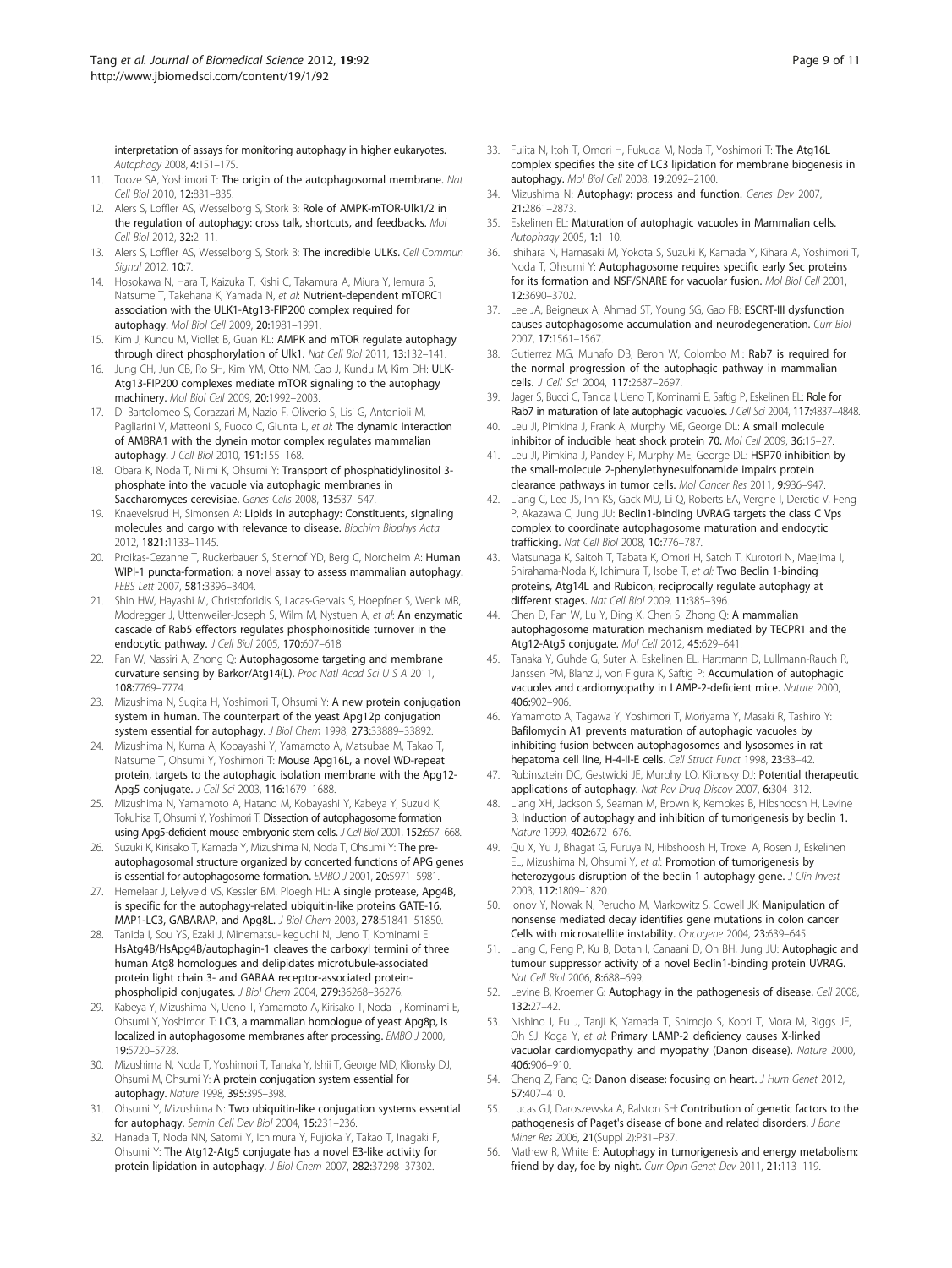interpretation of assays for monitoring autophagy in higher eukaryotes. *Autophagy* 2008, **4:**151–175.

11. Tooze SA, Yoshimori T: **The origin of the autophagosomal membrane.** *Nat Cell Biol* 2010, **12:**831–835.
12. Alers S, Loffler AS, Wesselborg S, Stork B: **Role of AMPK-mTOR-Ulk1/2 in the regulation of autophagy: cross talk, shortcuts, and feedbacks.** *Mol Cell Biol* 2012, **32:**2–11.
13. Alers S, Loffler AS, Wesselborg S, Stork B: **The incredible ULKs.** *Cell Commun Signal* 2012, **10:**7.
14. Hosokawa N, Hara T, Kaizuka T, Kishi C, Takamura A, Miura Y, Iemura S, Natsume T, Takehana K, Yamada N, *et al*: **Nutrient-dependent mTORC1 association with the ULK1-Atg13-FIP200 complex required for autophagy.** *Mol Biol Cell* 2009, **20:**1981–1991.
15. Kim J, Kundu M, Viollet B, Guan KL: **AMPK and mTOR regulate autophagy through direct phosphorylation of Ulk1.** *Nat Cell Biol* 2011, **13:**132–141.
16. Jung CH, Jun CB, Ro SH, Kim YM, Otto NM, Cao J, Kundu M, Kim DH: **ULK-Atg13-FIP200 complexes mediate mTOR signaling to the autophagy machinery.** *Mol Biol Cell* 2009, **20:**1992–2003.
17. Di Bartolomeo S, Corazzari M, Nazio F, Oliverio S, Lisi G, Antonioli M, Pagliarini V, Matteoni S, Fuoco C, Giunta L, *et al*: **The dynamic interaction of AMBRA1 with the dynein motor complex regulates mammalian autophagy.** *J Cell Biol* 2010, **191:**155–168.
18. Obara K, Noda T, Niimi K, Ohsumi Y: **Transport of phosphatidylinositol 3-phosphate into the vacuole via autophagic membranes in Saccharomyces cerevisiae.** *Genes Cells* 2008, **13:**537–547.
19. Knaevelsrud H, Simonsen A: **Lipids in autophagy: Constituents, signaling molecules and cargo with relevance to disease.** *Biochim Biophys Acta* 2012, **1821:**1133–1145.
20. Proikas-Cezanne T, Ruckerbauer S, Stierhof YD, Berg C, Nordheim A: **Human WIPI-1 puncta-formation: a novel assay to assess mammalian autophagy.** *FEBS Lett* 2007, **581:**3396–3404.
21. Shin HW, Hayashi M, Christoforidis S, Lacas-Gervais S, Hoepfner S, Wenk MR, Modregger J, Uttenweiler-Joseph S, Wilm M, Nystuen A, *et al*: **An enzymatic cascade of Rab5 effectors regulates phosphoinositide turnover in the endocytic pathway.** *J Cell Biol* 2005, **170:**607–618.
22. Fan W, Nassiri A, Zhong Q: **Autophagosome targeting and membrane curvature sensing by Barkor/Atg14(L).** *Proc Natl Acad Sci U S A* 2011, **108:**7769–7774.
23. Mizushima N, Sugita H, Yoshimori T, Ohsumi Y: **A new protein conjugation system in human. The counterpart of the yeast Apg12p conjugation system essential for autophagy.** *J Biol Chem* 1998, **273:**33889–33892.
24. Mizushima N, Kuma A, Kobayashi Y, Yamamoto A, Matsubae M, Takao T, Natsume T, Ohsumi Y, Yoshimori T: **Mouse Apg16L, a novel WD-repeat protein, targets to the autophagic isolation membrane with the Apg12-Apg5 conjugate.** *J Cell Sci* 2003, **116:**1679–1688.
25. Mizushima N, Yamamoto A, Hatano M, Kobayashi Y, Kabeya Y, Suzuki K, Tokuhisa T, Ohsumi Y, Yoshimori T: **Dissection of autophagosome formation using Apg5-deficient mouse embryonic stem cells.** *J Cell Biol* 2001, **152:**657–668.
26. Suzuki K, Kirisako T, Kamada Y, Mizushima N, Noda T, Ohsumi Y: **The pre-autophagosomal structure organized by concerted functions of APG genes is essential for autophagosome formation.** *EMBO J* 2001, **20:**5971–5981.
27. Hemelaar J, Lelyveld VS, Kessler BM, Ploegh HL: **A single protease, Apg4B, is specific for the autophagy-related ubiquitin-like proteins GATE-16, MAP1-LC3, GABARAP, and Apg8L.** *J Biol Chem* 2003, **278:**51841–51850.
28. Tanida I, Sou YS, Ezaki J, Minematsu-Ikeguchi N, Ueno T, Kominami E: **HsAtg4B/HsApg4B/autophagin-1 cleaves the carboxyl termini of three human Atg8 homologues and delipidates microtubule-associated protein light chain 3- and GABAA receptor-associated protein-phospholipid conjugates.** *J Biol Chem* 2004, **279:**36268–36276.
29. Kabeya Y, Mizushima N, Ueno T, Yamamoto A, Kirisako T, Noda T, Kominami E, Ohsumi Y, Yoshimori T: **LC3, a mammalian homologue of yeast Apg8p, is localized in autophagosome membranes after processing.** *EMBO J* 2000, **19:**5720–5728.
30. Mizushima N, Noda T, Yoshimori T, Tanaka Y, Ishii T, George MD, Klionsky DJ, Ohsumi M, Ohsumi Y: **A protein conjugation system essential for autophagy.** *Nature* 1998, **395:**395–398.
31. Ohsumi Y, Mizushima N: **Two ubiquitin-like conjugation systems essential for autophagy.** *Semin Cell Dev Biol* 2004, **15:**231–236.
32. Hanada T, Noda NN, Satomi Y, Ichimura Y, Fujioka Y, Takao T, Inagaki F, Ohsumi Y: **The Atg12-Atg5 conjugate has a novel E3-like activity for protein lipidation in autophagy.** *J Biol Chem* 2007, **282:**37298–37302.
33. Fujita N, Itoh T, Omori H, Fukuda M, Noda T, Yoshimori T: **The Atg16L complex specifies the site of LC3 lipidation for membrane biogenesis in autophagy.** *Mol Biol Cell* 2008, **19:**2092–2100.
34. Mizushima N: **Autophagy: process and function.** *Genes Dev* 2007, **21:**2861–2873.
35. Eskelinen EL: **Maturation of autophagic vacuoles in Mammalian cells.** *Autophagy* 2005, **1:**1–10.
36. Ishihara N, Hamasaki M, Yokota S, Suzuki K, Kamada Y, Kihara A, Yoshimori T, Noda T, Ohsumi Y: **Autophagosome requires specific early Sec proteins for its formation and NSF/SNARE for vacuolar fusion.** *Mol Biol Cell* 2001, **12:**3690–3702.
37. Lee JA, Beigneux A, Ahmad ST, Young SG, Gao FB: **ESCRT-III dysfunction causes autophagosome accumulation and neurodegeneration.** *Curr Biol* 2007, **17:**1561–1567.
38. Gutierrez MG, Munafo DB, Beron W, Colombo MI: **Rab7 is required for the normal progression of the autophagic pathway in mammalian cells.** *J Cell Sci* 2004, **117:**2687–2697.
39. Jager S, Bucci C, Tanida I, Ueno T, Kominami E, Saftig P, Eskelinen EL: **Role for Rab7 in maturation of late autophagic vacuoles.** *J Cell Sci* 2004, **117:**4837–4848.
40. Leu JI, Pimkina J, Frank A, Murphy ME, George DL: **A small molecule inhibitor of inducible heat shock protein 70.** *Mol Cell* 2009, **36:**15–27.
41. Leu JI, Pimkina J, Pandey P, Murphy ME, George DL: **HSP70 inhibition by the small-molecule 2-phenylethynesulfonamide impairs protein clearance pathways in tumor cells.** *Mol Cancer Res* 2011, **9:**936–947.
42. Liang C, Lee JS, Inn KS, Gack MU, Li Q, Roberts EA, Vergne I, Deretic V, Feng P, Akazawa C, Jung JU: **Beclin1-binding UVRAG targets the class C Vps complex to coordinate autophagosome maturation and endocytic trafficking.** *Nat Cell Biol* 2008, **10:**776–787.
43. Matsunaga K, Saitoh T, Tabata K, Omori H, Satoh T, Kurotori N, Maejima I, Shirahama-Noda K, Ichimura T, Isobe T, *et al*: **Two Beclin 1-binding proteins, Atg14L and Rubicon, reciprocally regulate autophagy at different stages.** *Nat Cell Biol* 2009, **11:**385–396.
44. Chen D, Fan W, Lu Y, Ding X, Chen S, Zhong Q: **A mammalian autophagosome maturation mechanism mediated by TECPR1 and the Atg12-Atg5 conjugate.** *Mol Cell* 2012, **45:**629–641.
45. Tanaka Y, Guhde G, Suter A, Eskelinen EL, Hartmann D, Lullmann-Rauch R, Janssen PM, Blanz J, von Figura K, Saftig P: **Accumulation of autophagic vacuoles and cardiomyopathy in LAMP-2-deficient mice.** *Nature* 2000, **406:**902–906.
46. Yamamoto A, Tagawa Y, Yoshimori T, Moriyama Y, Masaki R, Tashiro Y: **Bafilomycin A1 prevents maturation of autophagic vacuoles by inhibiting fusion between autophagosomes and lysosomes in rat hepatoma cell line, H-4-II-E cells.** *Cell Struct Funct* 1998, **23:**33–42.
47. Rubinsztein DC, Gestwicki JE, Murphy LO, Klionsky DJ: **Potential therapeutic applications of autophagy.** *Nat Rev Drug Discov* 2007, **6:**304–312.
48. Liang XH, Jackson S, Seaman M, Brown K, Kempkes B, Hibshoosh H, Levine B: **Induction of autophagy and inhibition of tumorigenesis by beclin 1.** *Nature* 1999, **402:**672–676.
49. Qu X, Yu J, Bhagat G, Furuya N, Hibshoosh H, Troxel A, Rosen J, Eskelinen EL, Mizushima N, Ohsumi Y, *et al*: **Promotion of tumorigenesis by heterozygous disruption of the beclin 1 autophagy gene.** *J Clin Invest* 2003, **112:**1809–1820.
50. Ionov Y, Nowak N, Perucho M, Markowitz S, Cowell JK: **Manipulation of nonsense mediated decay identifies gene mutations in colon cancer Cells with microsatellite instability.** *Oncogene* 2004, **23:**639–645.
51. Liang C, Feng P, Ku B, Dotan I, Canaani D, Oh BH, Jung JU: **Autophagic and tumour suppressor activity of a novel Beclin1-binding protein UVRAG.** *Nat Cell Biol* 2006, **8:**688–699.
52. Levine B, Kroemer G: **Autophagy in the pathogenesis of disease.** *Cell* 2008, **132:**27–42.
53. Nishino I, Fu J, Tanji K, Yamada T, Shimojo S, Koori T, Mora M, Riggs JE, Oh SJ, Koga Y, *et al*: **Primary LAMP-2 deficiency causes X-linked vacuolar cardiomyopathy and myopathy (Danon disease).** *Nature* 2000, **406:**906–910.
54. Cheng Z, Fang Q: **Danon disease: focusing on heart.** *J Hum Genet* 2012, **57:**407–410.
55. Lucas GJ, Daroszewska A, Ralston SH: **Contribution of genetic factors to the pathogenesis of Paget's disease of bone and related disorders.** *J Bone Miner Res* 2006, **21**(Suppl 2)**:**P31–P37.
56. Mathew R, White E: **Autophagy in tumorigenesis and energy metabolism: friend by day, foe by night.** *Curr Opin Genet Dev* 2011, **21:**113–119.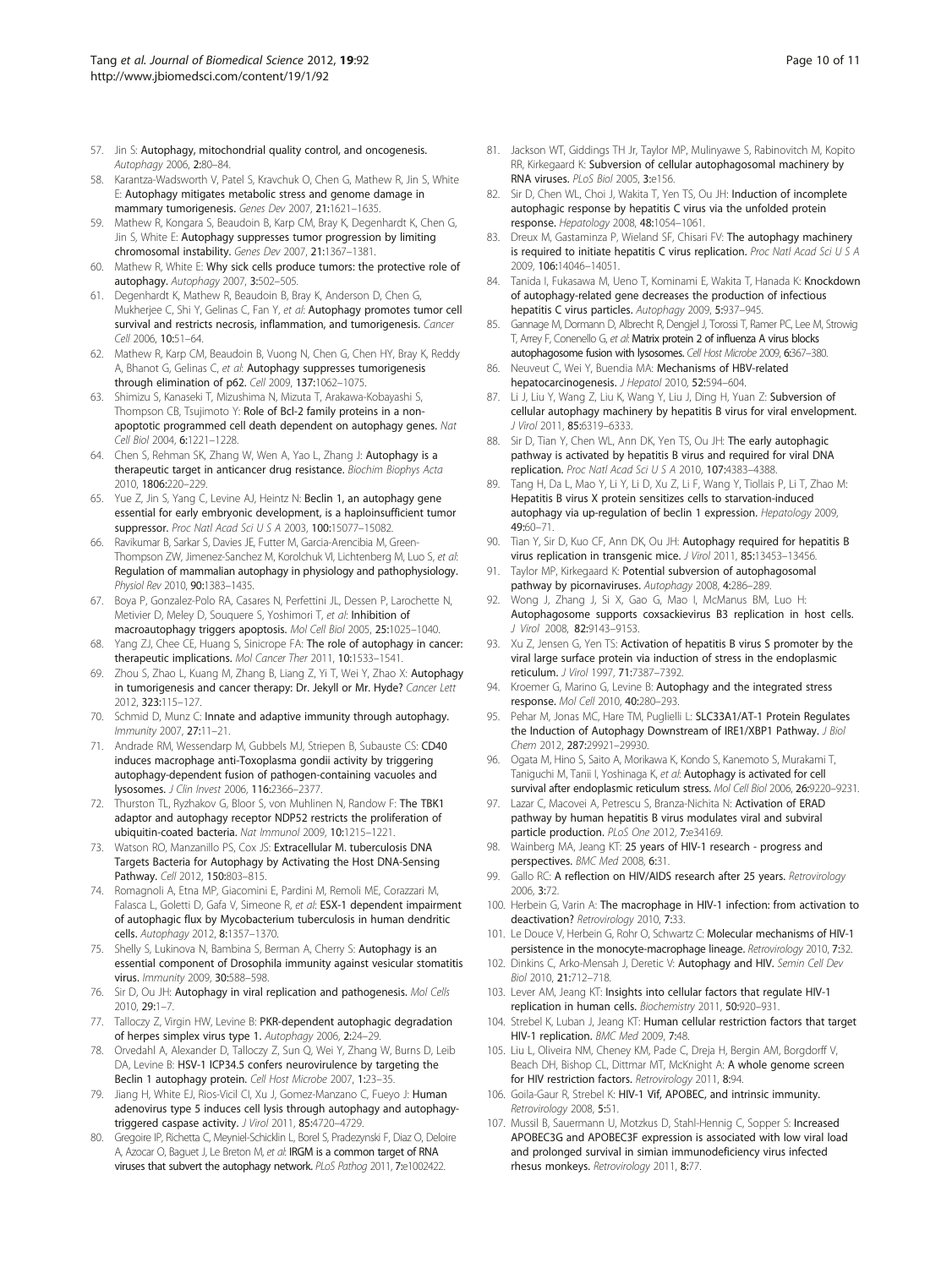57. Jin S: **Autophagy, mitochondrial quality control, and oncogenesis.** *Autophagy* 2006, **2:**80–84.
58. Karantza-Wadsworth V, Patel S, Kravchuk O, Chen G, Mathew R, Jin S, White E: **Autophagy mitigates metabolic stress and genome damage in mammary tumorigenesis.** *Genes Dev* 2007, **21:**1621–1635.
59. Mathew R, Kongara S, Beaudoin B, Karp CM, Bray K, Degenhardt K, Chen G, Jin S, White E: **Autophagy suppresses tumor progression by limiting chromosomal instability.** *Genes Dev* 2007, **21:**1367–1381.
60. Mathew R, White E: **Why sick cells produce tumors: the protective role of autophagy.** *Autophagy* 2007, **3:**502–505.
61. Degenhardt K, Mathew R, Beaudoin B, Bray K, Anderson D, Chen G, Mukherjee C, Shi Y, Gelinas C, Fan Y, *et al*: **Autophagy promotes tumor cell survival and restricts necrosis, inflammation, and tumorigenesis.** *Cancer Cell* 2006, **10:**51–64.
62. Mathew R, Karp CM, Beaudoin B, Vuong N, Chen G, Chen HY, Bray K, Reddy A, Bhanot G, Gelinas C, *et al*: **Autophagy suppresses tumorigenesis through elimination of p62.** *Cell* 2009, **137:**1062–1075.
63. Shimizu S, Kanaseki T, Mizushima N, Mizuta T, Arakawa-Kobayashi S, Thompson CB, Tsujimoto Y: **Role of Bcl-2 family proteins in a non-apoptotic programmed cell death dependent on autophagy genes.** *Nat Cell Biol* 2004, **6:**1221–1228.
64. Chen S, Rehman SK, Zhang W, Wen A, Yao L, Zhang J: **Autophagy is a therapeutic target in anticancer drug resistance.** *Biochim Biophys Acta* 2010, **1806:**220–229.
65. Yue Z, Jin S, Yang C, Levine AJ, Heintz N: **Beclin 1, an autophagy gene essential for early embryonic development, is a haploinsufficient tumor suppressor.** *Proc Natl Acad Sci U S A* 2003, **100:**15077–15082.
66. Ravikumar B, Sarkar S, Davies JE, Futter M, Garcia-Arencibia M, Green-Thompson ZW, Jimenez-Sanchez M, Korolchuk VI, Lichtenberg M, Luo S, *et al*: **Regulation of mammalian autophagy in physiology and pathophysiology.** *Physiol Rev* 2010, **90:**1383–1435.
67. Boya P, Gonzalez-Polo RA, Casares N, Perfettini JL, Dessen P, Larochette N, Metivier D, Meley D, Souquere S, Yoshimori T, *et al*: **Inhibition of macroautophagy triggers apoptosis.** *Mol Cell Biol* 2005, **25:**1025–1040.
68. Yang ZJ, Chee CE, Huang S, Sinicrope FA: **The role of autophagy in cancer: therapeutic implications.** *Mol Cancer Ther* 2011, **10:**1533–1541.
69. Zhou S, Zhao L, Kuang M, Zhang B, Liang Z, Yi T, Wei Y, Zhao X: **Autophagy in tumorigenesis and cancer therapy: Dr. Jekyll or Mr. Hyde?** *Cancer Lett* 2012, **323:**115–127.
70. Schmid D, Munz C: **Innate and adaptive immunity through autophagy.** *Immunity* 2007, **27:**11–21.
71. Andrade RM, Wessendarp M, Gubbels MJ, Striepen B, Subauste CS: **CD40 induces macrophage anti-Toxoplasma gondii activity by triggering autophagy-dependent fusion of pathogen-containing vacuoles and lysosomes.** *J Clin Invest* 2006, **116:**2366–2377.
72. Thurston TL, Ryzhakov G, Bloor S, von Muhlinen N, Randow F: **The TBK1 adaptor and autophagy receptor NDP52 restricts the proliferation of ubiquitin-coated bacteria.** *Nat Immunol* 2009, **10:**1215–1221.
73. Watson RO, Manzanillo PS, Cox JS: **Extracellular M. tuberculosis DNA Targets Bacteria for Autophagy by Activating the Host DNA-Sensing Pathway.** *Cell* 2012, **150:**803–815.
74. Romagnoli A, Etna MP, Giacomini E, Pardini M, Remoli ME, Corazzari M, Falasca L, Goletti D, Gafa V, Simeone R, *et al*: **ESX-1 dependent impairment of autophagic flux by Mycobacterium tuberculosis in human dendritic cells.** *Autophagy* 2012, **8:**1357–1370.
75. Shelly S, Lukinova N, Bambina S, Berman A, Cherry S: **Autophagy is an essential component of Drosophila immunity against vesicular stomatitis virus.** *Immunity* 2009, **30:**588–598.
76. Sir D, Ou JH: **Autophagy in viral replication and pathogenesis.** *Mol Cells* 2010, **29:**1–7.
77. Talloczy Z, Virgin HW, Levine B: **PKR-dependent autophagic degradation of herpes simplex virus type 1.** *Autophagy* 2006, **2:**24–29.
78. Orvedahl A, Alexander D, Talloczy Z, Sun Q, Wei Y, Zhang W, Burns D, Leib DA, Levine B: **HSV-1 ICP34.5 confers neurovirulence by targeting the Beclin 1 autophagy protein.** *Cell Host Microbe* 2007, **1:**23–35.
79. Jiang H, White EJ, Rios-Vicil CI, Xu J, Gomez-Manzano C, Fueyo J: **Human adenovirus type 5 induces cell lysis through autophagy and autophagy-triggered caspase activity.** *J Virol* 2011, **85:**4720–4729.
80. Gregoire IP, Richetta C, Meyniel-Schicklin L, Borel S, Pradezynski F, Diaz O, Deloire A, Azocar O, Baguet J, Le Breton M, *et al*: **IRGM is a common target of RNA viruses that subvert the autophagy network.** *PLoS Pathog* 2011, **7:**e1002422.
81. Jackson WT, Giddings TH Jr, Taylor MP, Mulinyawe S, Rabinovitch M, Kopito RR, Kirkegaard K: **Subversion of cellular autophagosomal machinery by RNA viruses.** *PLoS Biol* 2005, **3:**e156.
82. Sir D, Chen WL, Choi J, Wakita T, Yen TS, Ou JH: **Induction of incomplete autophagic response by hepatitis C virus via the unfolded protein response.** *Hepatology* 2008, **48:**1054–1061.
83. Dreux M, Gastaminza P, Wieland SF, Chisari FV: **The autophagy machinery is required to initiate hepatitis C virus replication.** *Proc Natl Acad Sci U S A* 2009, **106:**14046–14051.
84. Tanida I, Fukasawa M, Ueno T, Kominami E, Wakita T, Hanada K: **Knockdown of autophagy-related gene decreases the production of infectious hepatitis C virus particles.** *Autophagy* 2009, **5:**937–945.
85. Gannage M, Dormann D, Albrecht R, Dengjel J, Torossi T, Ramer PC, Lee M, Strowig T, Arrey F, Conenello G, *et al*: **Matrix protein 2 of influenza A virus blocks autophagosome fusion with lysosomes.** *Cell Host Microbe* 2009, **6:**367–380.
86. Neuveut C, Wei Y, Buendia MA: **Mechanisms of HBV-related hepatocarcinogenesis.** *J Hepatol* 2010, **52:**594–604.
87. Li J, Liu Y, Wang Z, Liu K, Wang Y, Liu J, Ding H, Yuan Z: **Subversion of cellular autophagy machinery by hepatitis B virus for viral envelopment.** *J Virol* 2011, **85:**6319–6333.
88. Sir D, Tian Y, Chen WL, Ann DK, Yen TS, Ou JH: **The early autophagic pathway is activated by hepatitis B virus and required for viral DNA replication.** *Proc Natl Acad Sci U S A* 2010, **107:**4383–4388.
89. Tang H, Da L, Mao Y, Li Y, Li D, Xu Z, Li F, Wang Y, Tiollais P, Li T, Zhao M: **Hepatitis B virus X protein sensitizes cells to starvation-induced autophagy via up-regulation of beclin 1 expression.** *Hepatology* 2009, **49:**60–71.
90. Tian Y, Sir D, Kuo CF, Ann DK, Ou JH: **Autophagy required for hepatitis B virus replication in transgenic mice.** *J Virol* 2011, **85:**13453–13456.
91. Taylor MP, Kirkegaard K: **Potential subversion of autophagosomal pathway by picornaviruses.** *Autophagy* 2008, **4:**286–289.
92. Wong J, Zhang J, Si X, Gao G, Mao I, McManus BM, Luo H: **Autophagosome supports coxsackievirus B3 replication in host cells.** *J Virol* 2008, **82:**9143–9153.
93. Xu Z, Jensen G, Yen TS: **Activation of hepatitis B virus S promoter by the viral large surface protein via induction of stress in the endoplasmic reticulum.** *J Virol* 1997, **71:**7387–7392.
94. Kroemer G, Marino G, Levine B: **Autophagy and the integrated stress response.** *Mol Cell* 2010, **40:**280–293.
95. Pehar M, Jonas MC, Hare TM, Puglielli L: **SLC33A1/AT-1 Protein Regulates the Induction of Autophagy Downstream of IRE1/XBP1 Pathway.** *J Biol Chem* 2012, **287:**29921–29930.
96. Ogata M, Hino S, Saito A, Morikawa K, Kondo S, Kanemoto S, Murakami T, Taniguchi M, Tanii I, Yoshinaga K, *et al*: **Autophagy is activated for cell survival after endoplasmic reticulum stress.** *Mol Cell Biol* 2006, **26:**9220–9231.
97. Lazar C, Macovei A, Petrescu S, Branza-Nichita N: **Activation of ERAD pathway by human hepatitis B virus modulates viral and subviral particle production.** *PLoS One* 2012, **7:**e34169.
98. Wainberg MA, Jeang KT: **25 years of HIV-1 research - progress and perspectives.** *BMC Med* 2008, **6:**31.
99. Gallo RC: **A reflection on HIV/AIDS research after 25 years.** *Retrovirology* 2006, **3:**72.
100. Herbein G, Varin A: **The macrophage in HIV-1 infection: from activation to deactivation?** *Retrovirology* 2010, **7:**33.
101. Le Douce V, Herbein G, Rohr O, Schwartz C: **Molecular mechanisms of HIV-1 persistence in the monocyte-macrophage lineage.** *Retrovirology* 2010, **7:**32.
102. Dinkins C, Arko-Mensah J, Deretic V: **Autophagy and HIV.** *Semin Cell Dev Biol* 2010, **21:**712–718.
103. Lever AM, Jeang KT: **Insights into cellular factors that regulate HIV-1 replication in human cells.** *Biochemistry* 2011, **50:**920–931.
104. Strebel K, Luban J, Jeang KT: **Human cellular restriction factors that target HIV-1 replication.** *BMC Med* 2009, **7:**48.
105. Liu L, Oliveira NM, Cheney KM, Pade C, Dreja H, Bergin AM, Borgdorff V, Beach DH, Bishop CL, Dittmar MT, McKnight A: **A whole genome screen for HIV restriction factors.** *Retrovirology* 2011, **8:**94.
106. Goila-Gaur R, Strebel K: **HIV-1 Vif, APOBEC, and intrinsic immunity.** *Retrovirology* 2008, **5:**51.
107. Mussil B, Sauermann U, Motzkus D, Stahl-Hennig C, Sopper S: **Increased APOBEC3G and APOBEC3F expression is associated with low viral load and prolonged survival in simian immunodeficiency virus infected rhesus monkeys.** *Retrovirology* 2011, **8:**77.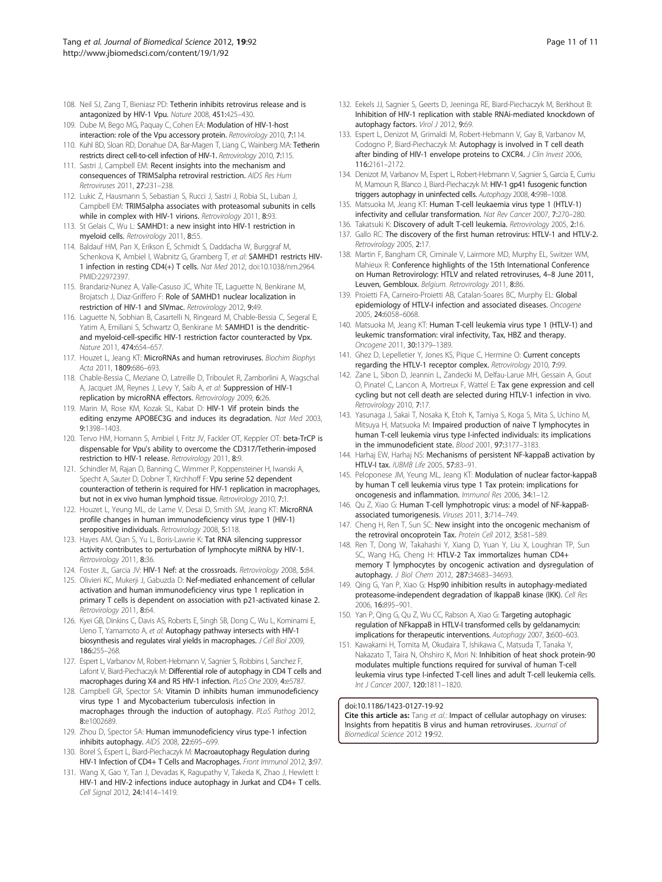108. Neil SJ, Zang T, Bieniasz PD: **Tetherin inhibits retrovirus release and is antagonized by HIV-1 Vpu.** *Nature* 2008, **451:**425–430.
109. Dube M, Bego MG, Paquay C, Cohen EA: **Modulation of HIV-1-host interaction: role of the Vpu accessory protein.** *Retrovirology* 2010, **7:**114.
110. Kuhl BD, Sloan RD, Donahue DA, Bar-Magen T, Liang C, Wainberg MA: **Tetherin restricts direct cell-to-cell infection of HIV-1.** *Retrovirology* 2010, **7:**115.
111. Sastri J, Campbell EM: **Recent insights into the mechanism and consequences of TRIM5alpha retroviral restriction.** *AIDS Res Hum Retroviruses* 2011, **27:**231–238.
112. Lukic Z, Hausmann S, Sebastian S, Rucci J, Sastri J, Robia SL, Luban J, Campbell EM: **TRIM5alpha associates with proteasomal subunits in cells while in complex with HIV-1 virions.** *Retrovirology* 2011, **8:**93.
113. St Gelais C, Wu L: **SAMHD1: a new insight into HIV-1 restriction in myeloid cells.** *Retrovirology* 2011, **8:**55.
114. Baldauf HM, Pan X, Erikson E, Schmidt S, Daddacha W, Burggraf M, Schenkova K, Ambiel I, Wabnitz G, Gramberg T, *et al*: **SAMHD1 restricts HIV-1 infection in resting CD4(+) T cells.** *Nat Med* 2012, doi:10.1038/nm.2964. PMID:22972397.
115. Brandariz-Nunez A, Valle-Casuso JC, White TE, Laguette N, Benkirane M, Brojatsch J, Diaz-Griffero F: **Role of SAMHD1 nuclear localization in restriction of HIV-1 and SIVmac.** *Retrovirology* 2012, **9:**49.
116. Laguette N, Sobhian B, Casartelli N, Ringeard M, Chable-Bessia C, Segeral E, Yatim A, Emiliani S, Schwartz O, Benkirane M: **SAMHD1 is the dendritic- and myeloid-cell-specific HIV-1 restriction factor counteracted by Vpx.** *Nature* 2011, **474:**654–657.
117. Houzet L, Jeang KT: **MicroRNAs and human retroviruses.** *Biochim Biophys Acta* 2011, **1809:**686–693.
118. Chable-Bessia C, Meziane O, Latreille D, Triboulet R, Zamborlini A, Wagschal A, Jacquet JM, Reynes J, Levy Y, Saib A, *et al*: **Suppression of HIV-1 replication by microRNA effectors.** *Retrovirology* 2009, **6:**26.
119. Marin M, Rose KM, Kozak SL, Kabat D: **HIV-1 Vif protein binds the editing enzyme APOBEC3G and induces its degradation.** *Nat Med* 2003, **9:**1398–1403.
120. Tervo HM, Homann S, Ambiel I, Fritz JV, Fackler OT, Keppler OT: **beta-TrCP is dispensable for Vpu's ability to overcome the CD317/Tetherin-imposed restriction to HIV-1 release.** *Retrovirology* 2011, **8:**9.
121. Schindler M, Rajan D, Banning C, Wimmer P, Koppensteiner H, Iwanski A, Specht A, Sauter D, Dobner T, Kirchhoff F: **Vpu serine 52 dependent counteraction of tetherin is required for HIV-1 replication in macrophages, but not in ex vivo human lymphoid tissue.** *Retrovirology* 2010, **7:**1.
122. Houzet L, Yeung ML, de Lame V, Desai D, Smith SM, Jeang KT: **MicroRNA profile changes in human immunodeficiency virus type 1 (HIV-1) seropositive individuals.** *Retrovirology* 2008, **5:**118.
123. Hayes AM, Qian S, Yu L, Boris-Lawrie K: **Tat RNA silencing suppressor activity contributes to perturbation of lymphocyte miRNA by HIV-1.** *Retrovirology* 2011, **8:**36.
124. Foster JL, Garcia JV: **HIV-1 Nef: at the crossroads.** *Retrovirology* 2008, **5:**84.
125. Olivieri KC, Mukerji J, Gabuzda D: **Nef-mediated enhancement of cellular activation and human immunodeficiency virus type 1 replication in primary T cells is dependent on association with p21-activated kinase 2.** *Retrovirology* 2011, **8:**64.
126. Kyei GB, Dinkins C, Davis AS, Roberts E, Singh SB, Dong C, Wu L, Kominami E, Ueno T, Yamamoto A, *et al*: **Autophagy pathway intersects with HIV-1 biosynthesis and regulates viral yields in macrophages.** *J Cell Biol* 2009, **186:**255–268.
127. Espert L, Varbanov M, Robert-Hebmann V, Sagnier S, Robbins I, Sanchez F, Lafont V, Biard-Piechaczyk M: **Differential role of autophagy in CD4 T cells and macrophages during X4 and R5 HIV-1 infection.** *PLoS One* 2009, **4:**e5787.
128. Campbell GR, Spector SA: **Vitamin D inhibits human immunodeficiency virus type 1 and Mycobacterium tuberculosis infection in macrophages through the induction of autophagy.** *PLoS Pathog* 2012, **8:**e1002689.
129. Zhou D, Spector SA: **Human immunodeficiency virus type-1 infection inhibits autophagy.** *AIDS* 2008, **22:**695–699.
130. Borel S, Espert L, Biard-Piechaczyk M: **Macroautophagy Regulation during HIV-1 Infection of CD4+ T Cells and Macrophages.** *Front Immunol* 2012, **3:**97.
131. Wang X, Gao Y, Tan J, Devadas K, Ragupathy V, Takeda K, Zhao J, Hewlett I: **HIV-1 and HIV-2 infections induce autophagy in Jurkat and CD4+ T cells.** *Cell Signal* 2012, **24:**1414–1419.
132. Eekels JJ, Sagnier S, Geerts D, Jeeninga RE, Biard-Piechaczyk M, Berkhout B: **Inhibition of HIV-1 replication with stable RNAi-mediated knockdown of autophagy factors.** *Virol J* 2012, **9:**69.
133. Espert L, Denizot M, Grimaldi M, Robert-Hebmann V, Gay B, Varbanov M, Codogno P, Biard-Piechaczyk M: **Autophagy is involved in T cell death after binding of HIV-1 envelope proteins to CXCR4.** *J Clin Invest* 2006, **116:**2161–2172.
134. Denizot M, Varbanov M, Espert L, Robert-Hebmann V, Sagnier S, Garcia E, Curriu M, Mamoun R, Blanco J, Biard-Piechaczyk M: **HIV-1 gp41 fusogenic function triggers autophagy in uninfected cells.** *Autophagy* 2008, **4:**998–1008.
135. Matsuoka M, Jeang KT: **Human T-cell leukaemia virus type 1 (HTLV-1) infectivity and cellular transformation.** *Nat Rev Cancer* 2007, **7:**270–280.
136. Takatsuki K: **Discovery of adult T-cell leukemia.** *Retrovirology* 2005, **2:**16.
137. Gallo RC: **The discovery of the first human retrovirus: HTLV-1 and HTLV-2.** *Retrovirology* 2005, **2:**17.
138. Martin F, Bangham CR, Ciminale V, Lairmore MD, Murphy EL, Switzer WM, Mahieux R: **Conference highlights of the 15th International Conference on Human Retrovirology: HTLV and related retroviruses, 4–8 June 2011, Leuven, Gembloux.** *Belgium. Retrovirology* 2011, **8:**86.
139. Proietti FA, Carneiro-Proietti AB, Catalan-Soares BC, Murphy EL: **Global epidemiology of HTLV-I infection and associated diseases.** *Oncogene* 2005, **24:**6058–6068.
140. Matsuoka M, Jeang KT: **Human T-cell leukemia virus type 1 (HTLV-1) and leukemic transformation: viral infectivity, Tax, HBZ and therapy.** *Oncogene* 2011, **30:**1379–1389.
141. Ghez D, Lepelletier Y, Jones KS, Pique C, Hermine O: **Current concepts regarding the HTLV-1 receptor complex.** *Retrovirology* 2010, **7:**99.
142. Zane L, Sibon D, Jeannin L, Zandecki M, Delfau-Larue MH, Gessain A, Gout O, Pinatel C, Lancon A, Mortreux F, Wattel E: **Tax gene expression and cell cycling but not cell death are selected during HTLV-1 infection in vivo.** *Retrovirology* 2010, **7:**17.
143. Yasunaga J, Sakai T, Nosaka K, Etoh K, Tamiya S, Koga S, Mita S, Uchino M, Mitsuya H, Matsuoka M: **Impaired production of naive T lymphocytes in human T-cell leukemia virus type I-infected individuals: its implications in the immunodeficient state.** *Blood* 2001, **97:**3177–3183.
144. Harhaj EW, Harhaj NS: **Mechanisms of persistent NF-kappaB activation by HTLV-I tax.** *IUBMB Life* 2005, **57:**83–91.
145. Peloponese JM, Yeung ML, Jeang KT: **Modulation of nuclear factor-kappaB by human T cell leukemia virus type 1 Tax protein: implications for oncogenesis and inflammation.** *Immunol Res* 2006, **34:**1–12.
146. Qu Z, Xiao G: **Human T-cell lymphotropic virus: a model of NF-kappaB-associated tumorigenesis.** *Viruses* 2011, **3:**714–749.
147. Cheng H, Ren T, Sun SC: **New insight into the oncogenic mechanism of the retroviral oncoprotein Tax.** *Protein Cell* 2012, **3:**581–589.
148. Ren T, Dong W, Takahashi Y, Xiang D, Yuan Y, Liu X, Loughran TP, Sun SC, Wang HG, Cheng H: **HTLV-2 Tax immortalizes human CD4+ memory T lymphocytes by oncogenic activation and dysregulation of autophagy.** *J Biol Chem* 2012, **287:**34683–34693.
149. Qing G, Yan P, Xiao G: **Hsp90 inhibition results in autophagy-mediated proteasome-independent degradation of IkappaB kinase (IKK).** *Cell Res* 2006, **16:**895–901.
150. Yan P, Qing G, Qu Z, Wu CC, Rabson A, Xiao G: **Targeting autophagic regulation of NFkappaB in HTLV-I transformed cells by geldanamycin: implications for therapeutic interventions.** *Autophagy* 2007, **3:**600–603.
151. Kawakami H, Tomita M, Okudaira T, Ishikawa C, Matsuda T, Tanaka Y, Nakazato T, Taira N, Ohshiro K, Mori N: **Inhibition of heat shock protein-90 modulates multiple functions required for survival of human T-cell leukemia virus type I-infected T-cell lines and adult T-cell leukemia cells.** *Int J Cancer* 2007, **120:**1811–1820.

doi:10.1186/1423-0127-19-92

**Cite this article as:** Tang *et al.*: Impact of cellular autophagy on viruses: Insights from hepatitis B virus and human retroviruses. *Journal of Biomedical Science* 2012 **19**:92.